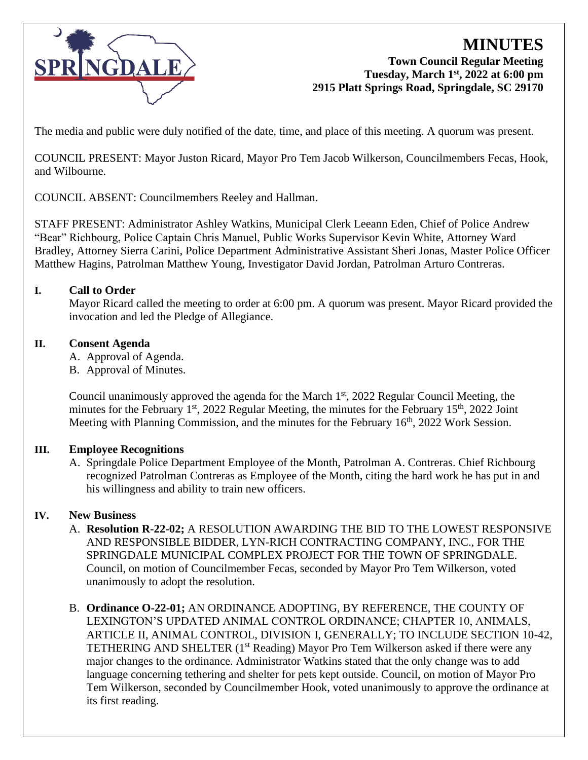# MINUTES

**Town Council Regular Meeting**
**Tuesday, March 1st, 2022 at 6:00 pm**
**2915 Platt Springs Road, Springdale, SC 29170**

The media and public were duly notified of the date, time, and place of this meeting. A quorum was present.

COUNCIL PRESENT: Mayor Juston Ricard, Mayor Pro Tem Jacob Wilkerson, Councilmembers Fecas, Hook, and Wilbourne.

COUNCIL ABSENT: Councilmembers Reeley and Hallman.

STAFF PRESENT: Administrator Ashley Watkins, Municipal Clerk Leeann Eden, Chief of Police Andrew "Bear" Richbourg, Police Captain Chris Manuel, Public Works Supervisor Kevin White, Attorney Ward Bradley, Attorney Sierra Carini, Police Department Administrative Assistant Sheri Jonas, Master Police Officer Matthew Hagins, Patrolman Matthew Young, Investigator David Jordan, Patrolman Arturo Contreras.

## I. Call to Order

Mayor Ricard called the meeting to order at 6:00 pm. A quorum was present. Mayor Ricard provided the invocation and led the Pledge of Allegiance.

## II. Consent Agenda

A. Approval of Agenda.
B. Approval of Minutes.

Council unanimously approved the agenda for the March 1st, 2022 Regular Council Meeting, the minutes for the February 1st, 2022 Regular Meeting, the minutes for the February 15th, 2022 Joint Meeting with Planning Commission, and the minutes for the February 16th, 2022 Work Session.

## III. Employee Recognitions

A. Springdale Police Department Employee of the Month, Patrolman A. Contreras. Chief Richbourg recognized Patrolman Contreras as Employee of the Month, citing the hard work he has put in and his willingness and ability to train new officers.

## IV. New Business

A. **Resolution R-22-02;** A RESOLUTION AWARDING THE BID TO THE LOWEST RESPONSIVE AND RESPONSIBLE BIDDER, LYN-RICH CONTRACTING COMPANY, INC., FOR THE SPRINGDALE MUNICIPAL COMPLEX PROJECT FOR THE TOWN OF SPRINGDALE. Council, on motion of Councilmember Fecas, seconded by Mayor Pro Tem Wilkerson, voted unanimously to adopt the resolution.

B. **Ordinance O-22-01;** AN ORDINANCE ADOPTING, BY REFERENCE, THE COUNTY OF LEXINGTON'S UPDATED ANIMAL CONTROL ORDINANCE; CHAPTER 10, ANIMALS, ARTICLE II, ANIMAL CONTROL, DIVISION I, GENERALLY; TO INCLUDE SECTION 10-42, TETHERING AND SHELTER (1st Reading) Mayor Pro Tem Wilkerson asked if there were any major changes to the ordinance. Administrator Watkins stated that the only change was to add language concerning tethering and shelter for pets kept outside. Council, on motion of Mayor Pro Tem Wilkerson, seconded by Councilmember Hook, voted unanimously to approve the ordinance at its first reading.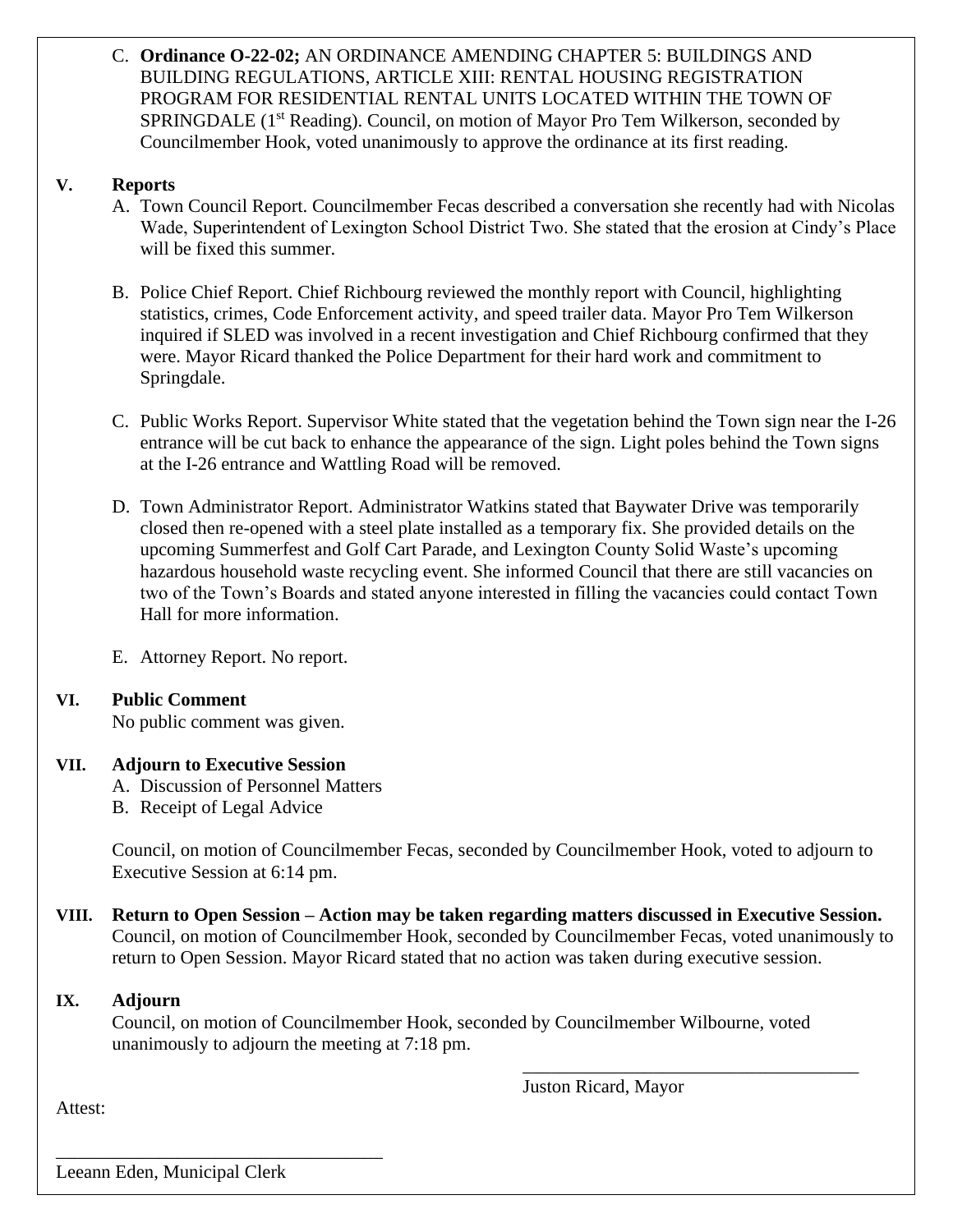C. **Ordinance O-22-02;** AN ORDINANCE AMENDING CHAPTER 5: BUILDINGS AND BUILDING REGULATIONS, ARTICLE XIII: RENTAL HOUSING REGISTRATION PROGRAM FOR RESIDENTIAL RENTAL UNITS LOCATED WITHIN THE TOWN OF SPRINGDALE (1st Reading). Council, on motion of Mayor Pro Tem Wilkerson, seconded by Councilmember Hook, voted unanimously to approve the ordinance at its first reading.

## V. Reports

A. Town Council Report. Councilmember Fecas described a conversation she recently had with Nicolas Wade, Superintendent of Lexington School District Two. She stated that the erosion at Cindy's Place will be fixed this summer.

B. Police Chief Report. Chief Richbourg reviewed the monthly report with Council, highlighting statistics, crimes, Code Enforcement activity, and speed trailer data. Mayor Pro Tem Wilkerson inquired if SLED was involved in a recent investigation and Chief Richbourg confirmed that they were. Mayor Ricard thanked the Police Department for their hard work and commitment to Springdale.

C. Public Works Report. Supervisor White stated that the vegetation behind the Town sign near the I-26 entrance will be cut back to enhance the appearance of the sign. Light poles behind the Town signs at the I-26 entrance and Wattling Road will be removed.

D. Town Administrator Report. Administrator Watkins stated that Baywater Drive was temporarily closed then re-opened with a steel plate installed as a temporary fix. She provided details on the upcoming Summerfest and Golf Cart Parade, and Lexington County Solid Waste's upcoming hazardous household waste recycling event. She informed Council that there are still vacancies on two of the Town's Boards and stated anyone interested in filling the vacancies could contact Town Hall for more information.

E. Attorney Report. No report.

## VI. Public Comment

No public comment was given.

## VII. Adjourn to Executive Session

A. Discussion of Personnel Matters
B. Receipt of Legal Advice

Council, on motion of Councilmember Fecas, seconded by Councilmember Hook, voted to adjourn to Executive Session at 6:14 pm.

## VIII. Return to Open Session – Action may be taken regarding matters discussed in Executive Session.

Council, on motion of Councilmember Hook, seconded by Councilmember Fecas, voted unanimously to return to Open Session. Mayor Ricard stated that no action was taken during executive session.

## IX. Adjourn

Council, on motion of Councilmember Hook, seconded by Councilmember Wilbourne, voted unanimously to adjourn the meeting at 7:18 pm.

\_\_\_\_\_\_\_\_\_\_\_\_\_\_\_\_\_\_\_\_\_\_\_\_\_\_\_\_\_\_\_\_\_\_\_\_

Juston Ricard, Mayor

Attest:

\_\_\_\_\_\_\_\_\_\_\_\_\_\_\_\_\_\_\_\_\_\_\_\_\_\_\_\_\_\_\_\_\_\_\_\_

Leeann Eden, Municipal Clerk